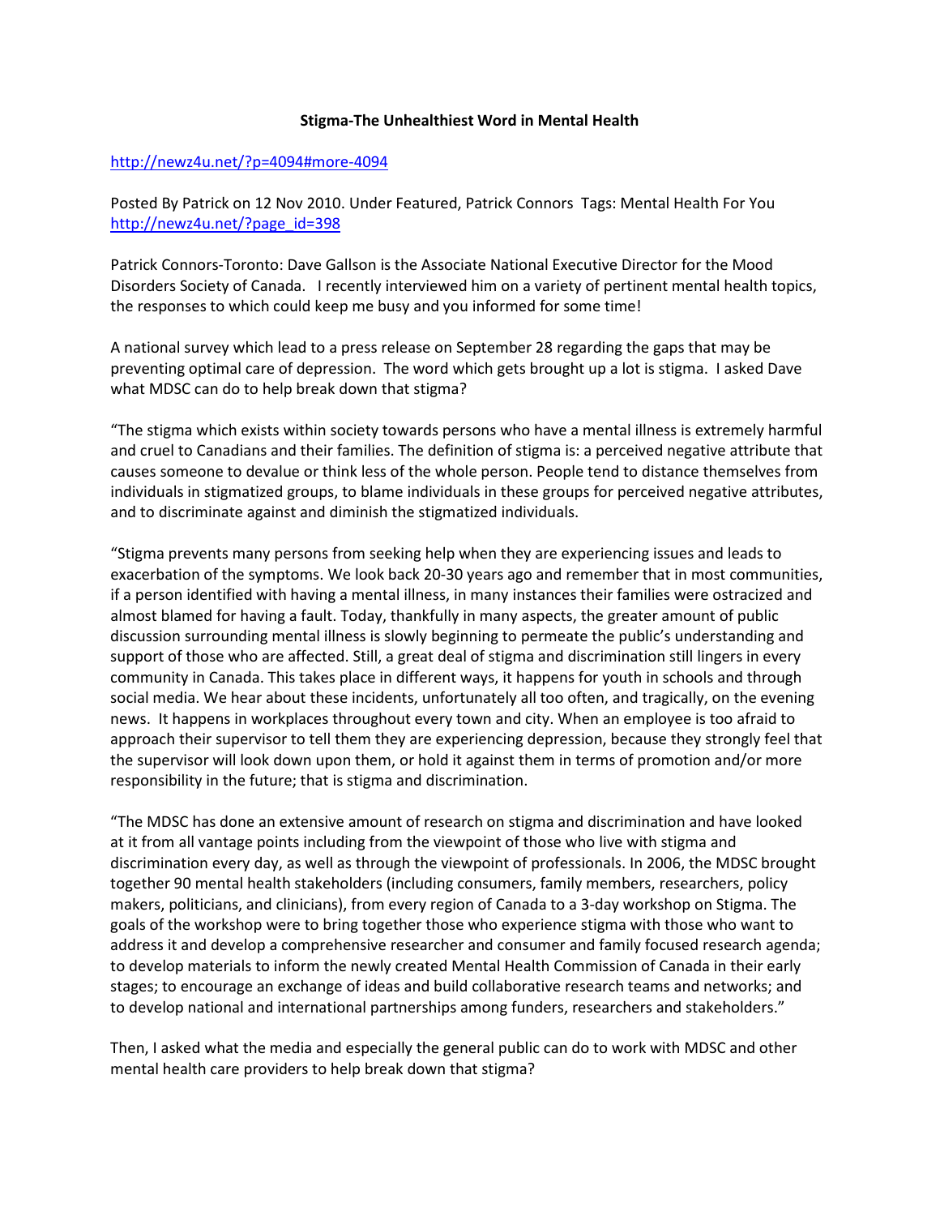**Stigma-The Unhealthiest Word in Mental Health**

http://newz4u.net/?p=4094#more-4094

Posted By Patrick on 12 Nov 2010. Under Featured, Patrick Connors Tags: Mental Health For You http://newz4u.net/?page_id=398

Patrick Connors-Toronto: Dave Gallson is the Associate National Executive Director for the Mood Disorders Society of Canada. I recently interviewed him on a variety of pertinent mental health topics, the responses to which could keep me busy and you informed for some time!

A national survey which lead to a press release on September 28 regarding the gaps that may be preventing optimal care of depression. The word which gets brought up a lot is stigma. I asked Dave what MDSC can do to help break down that stigma?

"The stigma which exists within society towards persons who have a mental illness is extremely harmful and cruel to Canadians and their families. The definition of stigma is: a perceived negative attribute that causes someone to devalue or think less of the whole person. People tend to distance themselves from individuals in stigmatized groups, to blame individuals in these groups for perceived negative attributes, and to discriminate against and diminish the stigmatized individuals.

"Stigma prevents many persons from seeking help when they are experiencing issues and leads to exacerbation of the symptoms. We look back 20-30 years ago and remember that in most communities, if a person identified with having a mental illness, in many instances their families were ostracized and almost blamed for having a fault. Today, thankfully in many aspects, the greater amount of public discussion surrounding mental illness is slowly beginning to permeate the public's understanding and support of those who are affected. Still, a great deal of stigma and discrimination still lingers in every community in Canada. This takes place in different ways, it happens for youth in schools and through social media. We hear about these incidents, unfortunately all too often, and tragically, on the evening news. It happens in workplaces throughout every town and city. When an employee is too afraid to approach their supervisor to tell them they are experiencing depression, because they strongly feel that the supervisor will look down upon them, or hold it against them in terms of promotion and/or more responsibility in the future; that is stigma and discrimination.

"The MDSC has done an extensive amount of research on stigma and discrimination and have looked at it from all vantage points including from the viewpoint of those who live with stigma and discrimination every day, as well as through the viewpoint of professionals. In 2006, the MDSC brought together 90 mental health stakeholders (including consumers, family members, researchers, policy makers, politicians, and clinicians), from every region of Canada to a 3-day workshop on Stigma. The goals of the workshop were to bring together those who experience stigma with those who want to address it and develop a comprehensive researcher and consumer and family focused research agenda; to develop materials to inform the newly created Mental Health Commission of Canada in their early stages; to encourage an exchange of ideas and build collaborative research teams and networks; and to develop national and international partnerships among funders, researchers and stakeholders."

Then, I asked what the media and especially the general public can do to work with MDSC and other mental health care providers to help break down that stigma?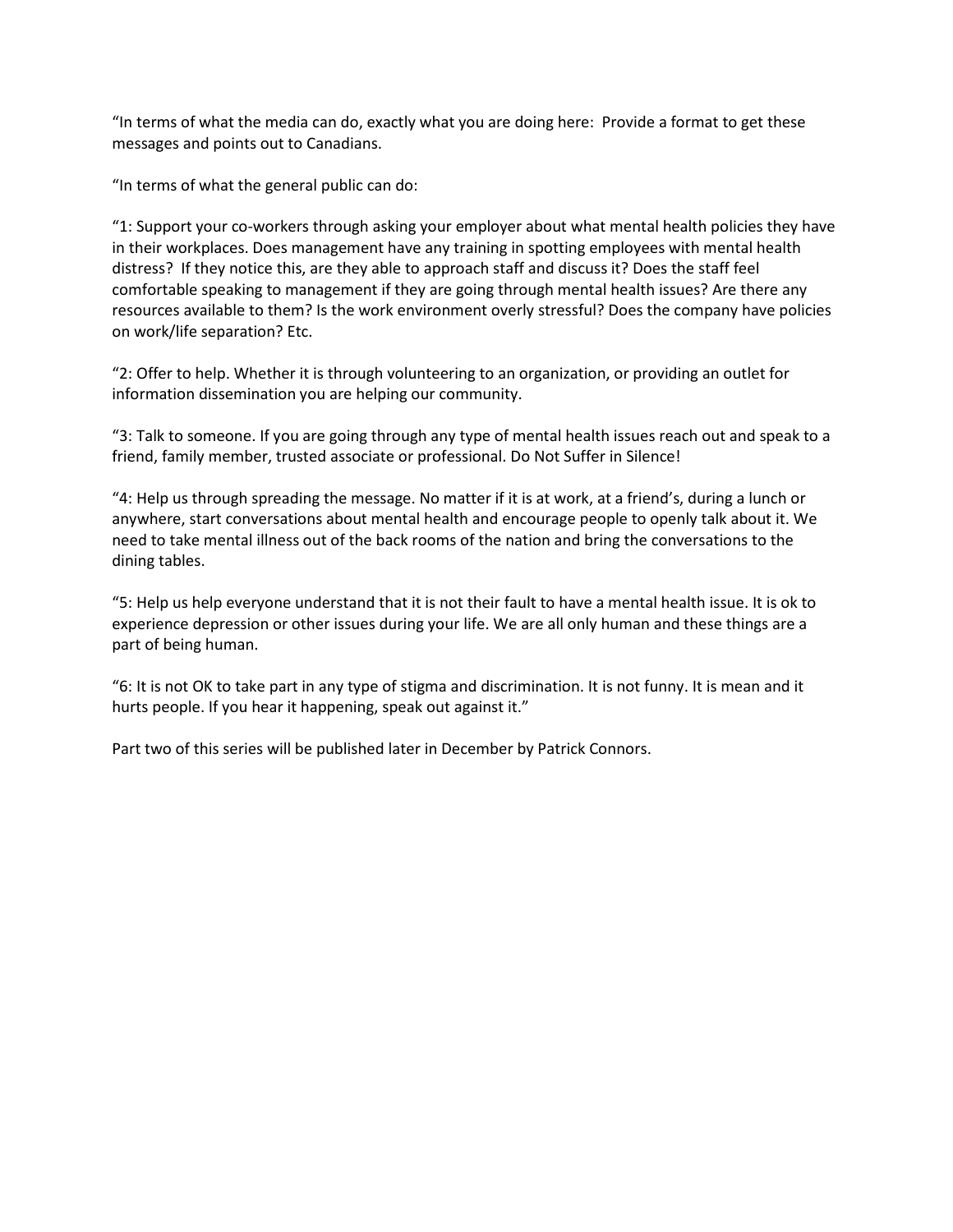"In terms of what the media can do, exactly what you are doing here: Provide a format to get these messages and points out to Canadians.

"In terms of what the general public can do:

"1: Support your co-workers through asking your employer about what mental health policies they have in their workplaces. Does management have any training in spotting employees with mental health distress? If they notice this, are they able to approach staff and discuss it? Does the staff feel comfortable speaking to management if they are going through mental health issues? Are there any resources available to them? Is the work environment overly stressful? Does the company have policies on work/life separation? Etc.

"2: Offer to help. Whether it is through volunteering to an organization, or providing an outlet for information dissemination you are helping our community.

"3: Talk to someone. If you are going through any type of mental health issues reach out and speak to a friend, family member, trusted associate or professional. Do Not Suffer in Silence!

"4: Help us through spreading the message. No matter if it is at work, at a friend's, during a lunch or anywhere, start conversations about mental health and encourage people to openly talk about it. We need to take mental illness out of the back rooms of the nation and bring the conversations to the dining tables.

"5: Help us help everyone understand that it is not their fault to have a mental health issue. It is ok to experience depression or other issues during your life. We are all only human and these things are a part of being human.

"6: It is not OK to take part in any type of stigma and discrimination. It is not funny. It is mean and it hurts people. If you hear it happening, speak out against it."

Part two of this series will be published later in December by Patrick Connors.